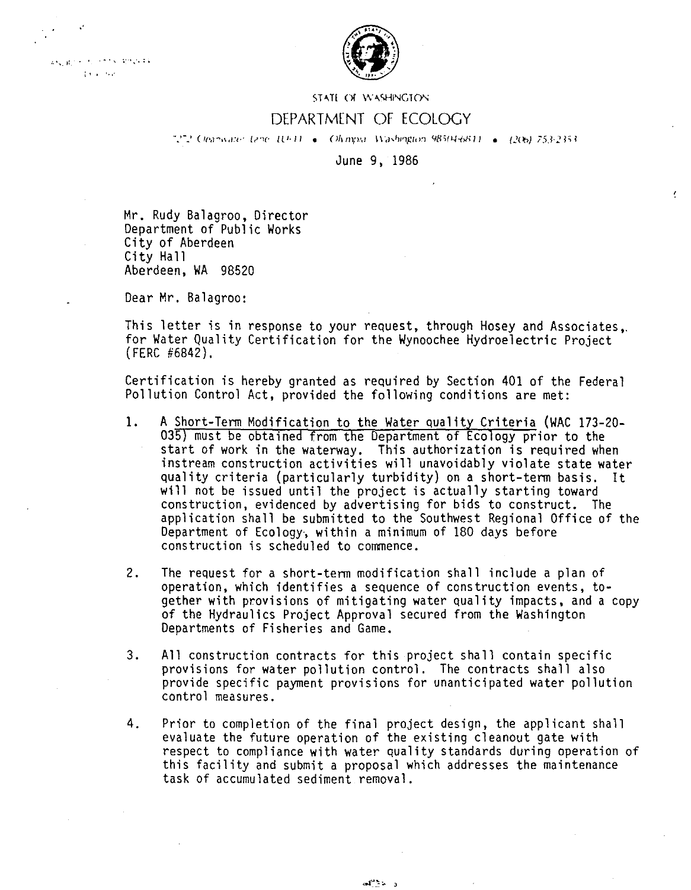STATE OF WASHINGTON

# DEPARTMENT OF ECOLOGY

7272 Cleanwater Lane LU-11 • Olympia Washington 98504-6811 • (206) 753-2353

June 9, 1986

Mr. Rudy Balagroo, Director
Department of Public Works
City of Aberdeen
City Hall
Aberdeen, WA 98520

Dear Mr. Balagroo:

This letter is in response to your request, through Hosey and Associates, for Water Quality Certification for the Wynoochee Hydroelectric Project (FERC #6842).

Certification is hereby granted as required by Section 401 of the Federal Pollution Control Act, provided the following conditions are met:

1. A Short-Term Modification to the Water quality Criteria (WAC 173-20-035) must be obtained from the Department of Ecology prior to the start of work in the waterway. This authorization is required when instream construction activities will unavoidably violate state water quality criteria (particularly turbidity) on a short-term basis. It will not be issued until the project is actually starting toward construction, evidenced by advertising for bids to construct. The application shall be submitted to the Southwest Regional Office of the Department of Ecology, within a minimum of 180 days before construction is scheduled to commence.

2. The request for a short-term modification shall include a plan of operation, which identifies a sequence of construction events, together with provisions of mitigating water quality impacts, and a copy of the Hydraulics Project Approval secured from the Washington Departments of Fisheries and Game.

3. All construction contracts for this project shall contain specific provisions for water pollution control. The contracts shall also provide specific payment provisions for unanticipated water pollution control measures.

4. Prior to completion of the final project design, the applicant shall evaluate the future operation of the existing cleanout gate with respect to compliance with water quality standards during operation of this facility and submit a proposal which addresses the maintenance task of accumulated sediment removal.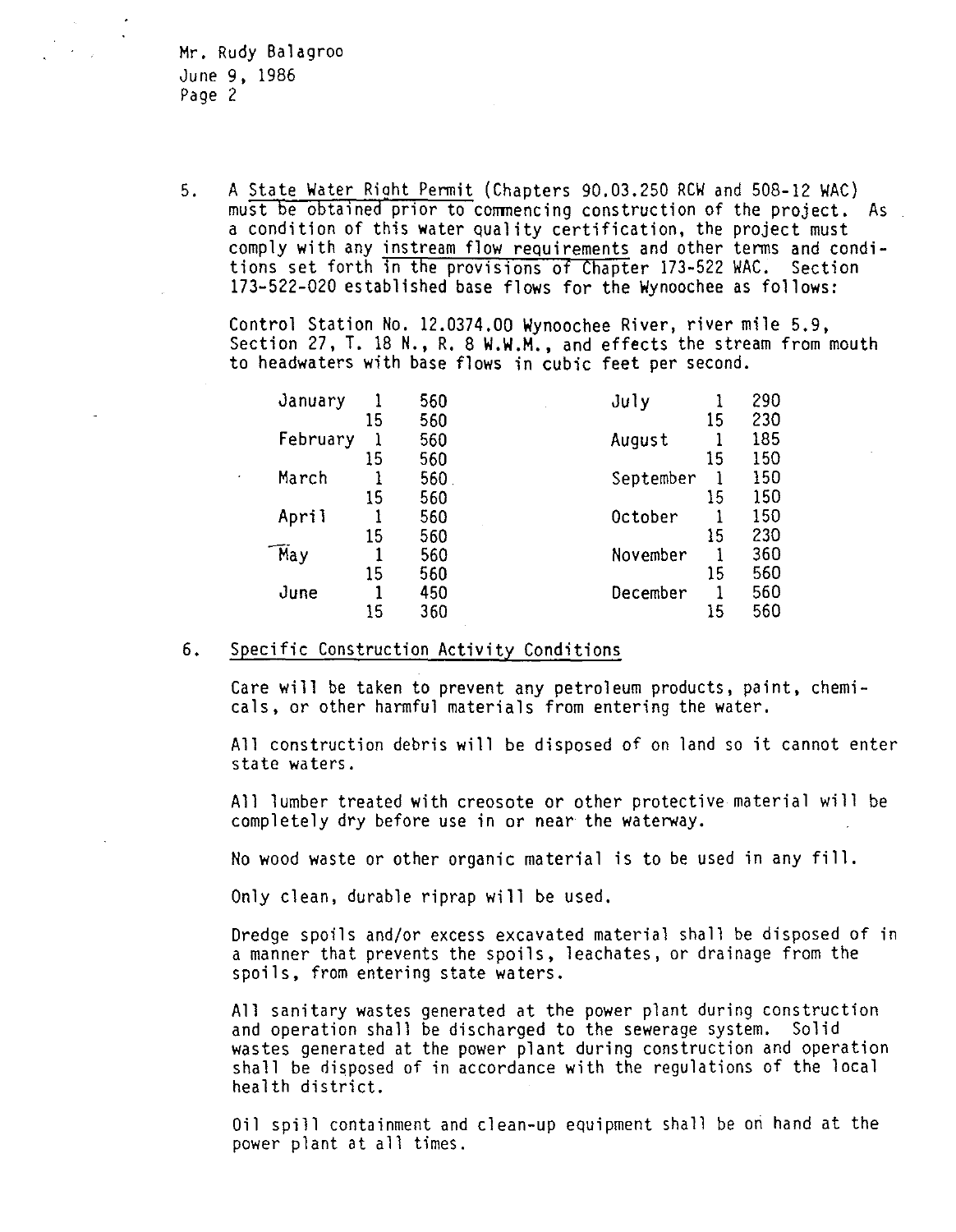Mr. Rudy Balagroo
June 9, 1986
Page 2

5. A State Water Right Permit (Chapters 90.03.250 RCW and 508-12 WAC) must be obtained prior to commencing construction of the project. As a condition of this water quality certification, the project must comply with any instream flow requirements and other terms and conditions set forth in the provisions of Chapter 173-522 WAC. Section 173-522-020 established base flows for the Wynoochee as follows:

   Control Station No. 12.0374.00 Wynoochee River, river mile 5.9, Section 27, T. 18 N., R. 8 W.W.M., and effects the stream from mouth to headwaters with base flows in cubic feet per second.

| | | | | | |
|---|---|---|---|---|---|
| January | 1 | 560 | July | 1 | 290 |
| | 15 | 560 | | 15 | 230 |
| February | 1 | 560 | August | 1 | 185 |
| | 15 | 560 | | 15 | 150 |
| March | 1 | 560 | September | 1 | 150 |
| | 15 | 560 | | 15 | 150 |
| April | 1 | 560 | October | 1 | 150 |
| | 15 | 560 | | 15 | 230 |
| May | 1 | 560 | November | 1 | 360 |
| | 15 | 560 | | 15 | 560 |
| June | 1 | 450 | December | 1 | 560 |
| | 15 | 360 | | 15 | 560 |

6. Specific Construction Activity Conditions

   Care will be taken to prevent any petroleum products, paint, chemicals, or other harmful materials from entering the water.

   All construction debris will be disposed of on land so it cannot enter state waters.

   All lumber treated with creosote or other protective material will be completely dry before use in or near the waterway.

   No wood waste or other organic material is to be used in any fill.

   Only clean, durable riprap will be used.

   Dredge spoils and/or excess excavated material shall be disposed of in a manner that prevents the spoils, leachates, or drainage from the spoils, from entering state waters.

   All sanitary wastes generated at the power plant during construction and operation shall be discharged to the sewerage system. Solid wastes generated at the power plant during construction and operation shall be disposed of in accordance with the regulations of the local health district.

   Oil spill containment and clean-up equipment shall be on hand at the power plant at all times.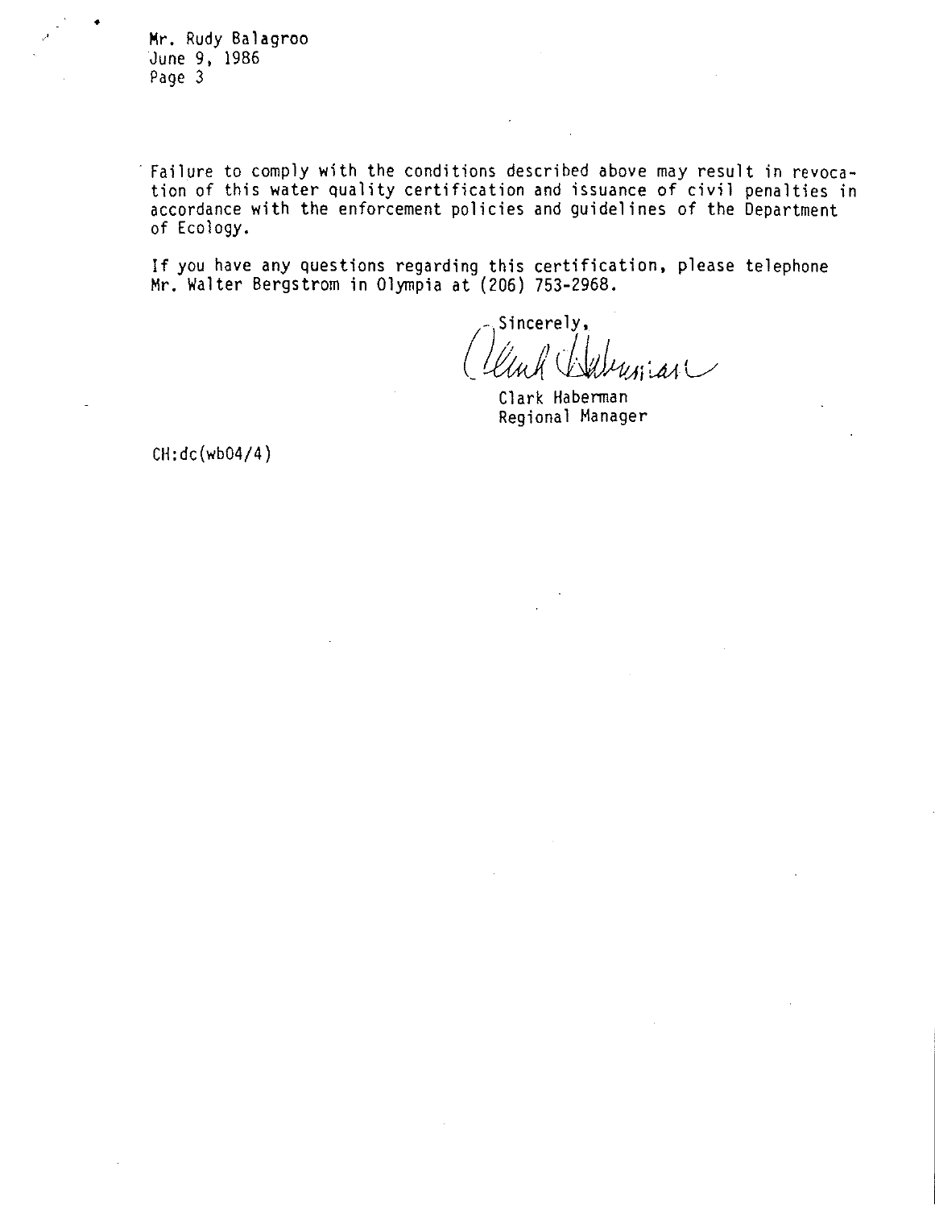Failure to comply with the conditions described above may result in revocation of this water quality certification and issuance of civil penalties in accordance with the enforcement policies and guidelines of the Department of Ecology.

If you have any questions regarding this certification, please telephone Mr. Walter Bergstrom in Olympia at (206) 753-2968.

Sincerely,

Clark Haberman
Regional Manager

CH:dc(wb04/4)